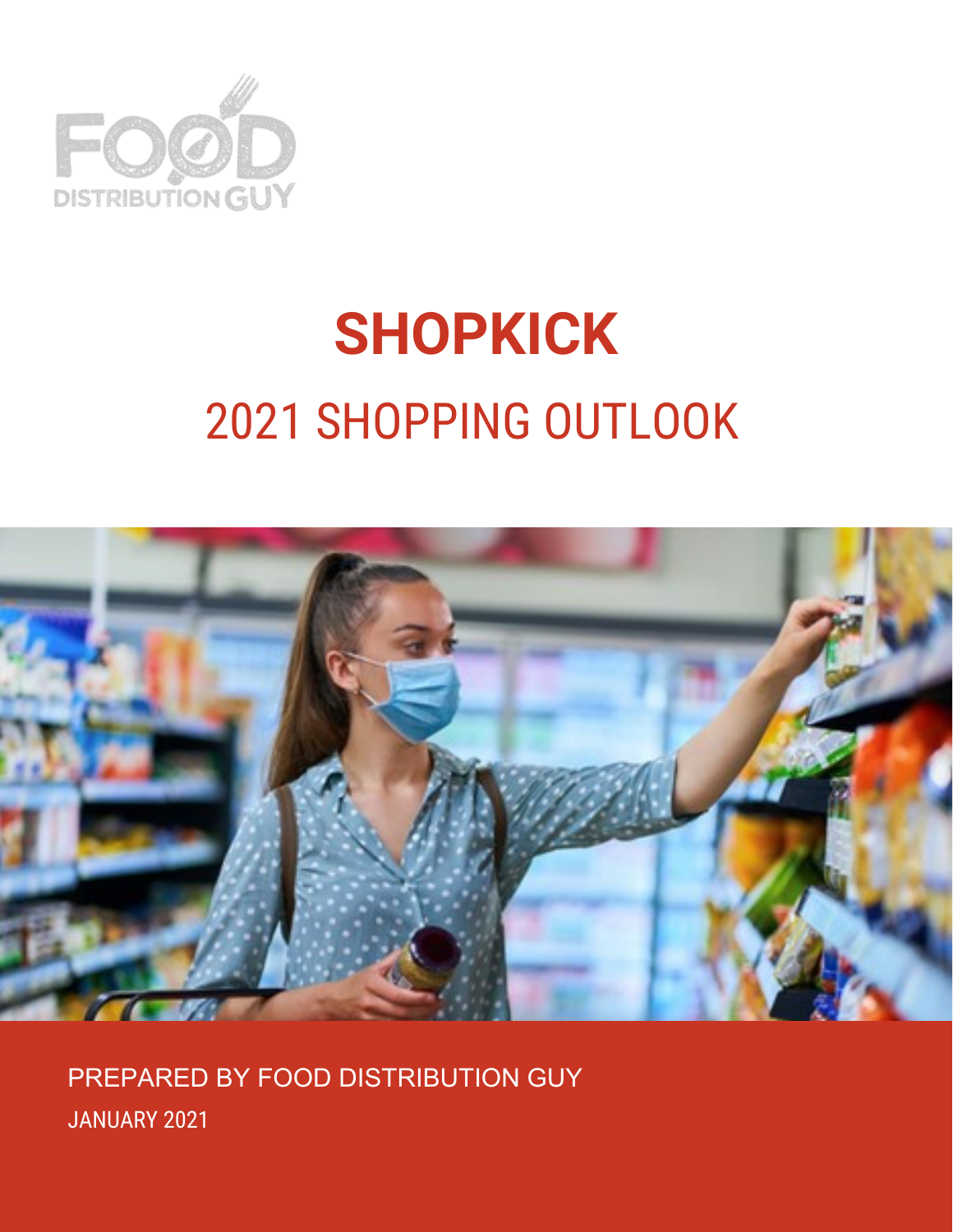FOOD DISTRIBUTION GUY

# SHOPKICK

## 2021 SHOPPING OUTLOOK

PREPARED BY FOOD DISTRIBUTION GUY

JANUARY 2021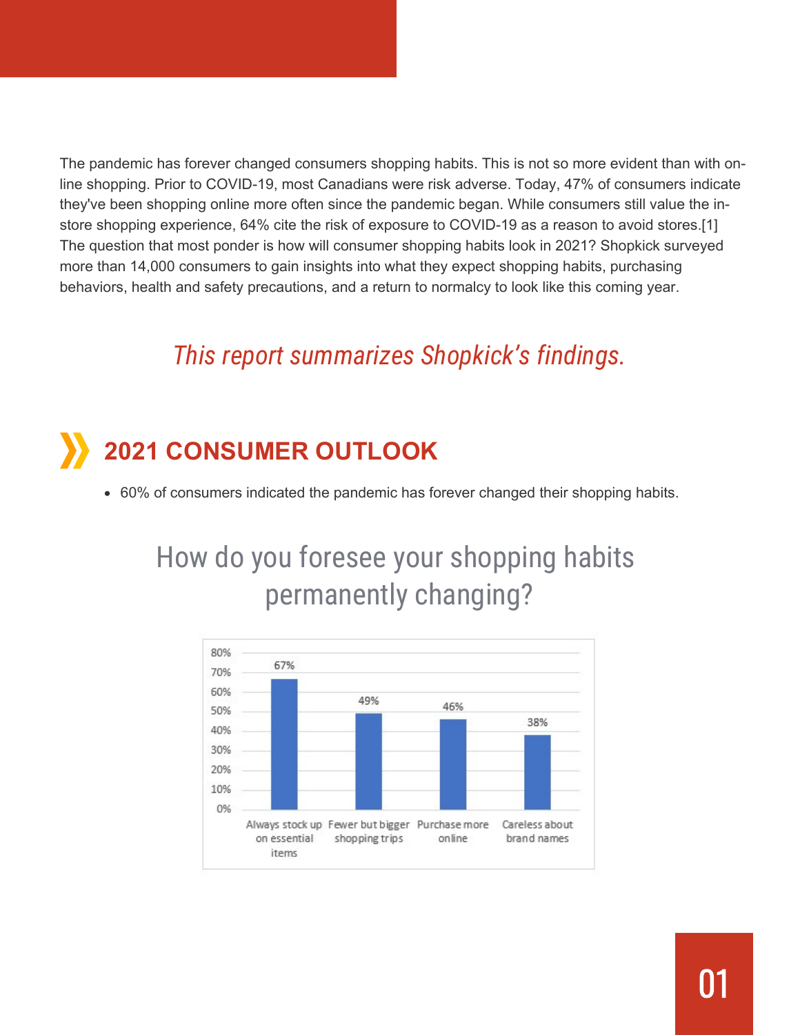The pandemic has forever changed consumers shopping habits. This is not so more evident than with on-line shopping. Prior to COVID-19, most Canadians were risk adverse. Today, 47% of consumers indicate they've been shopping online more often since the pandemic began. While consumers still value the in-store shopping experience, 64% cite the risk of exposure to COVID-19 as a reason to avoid stores.[1] The question that most ponder is how will consumer shopping habits look in 2021? Shopkick surveyed more than 14,000 consumers to gain insights into what they expect shopping habits, purchasing behaviors, health and safety precautions, and a return to normalcy to look like this coming year.

*This report summarizes Shopkick's findings.*

## 2021 CONSUMER OUTLOOK

- 60% of consumers indicated the pandemic has forever changed their shopping habits.

### How do you foresee your shopping habits permanently changing?

| Response | Percentage |
|---|---|
| Always stock up on essential items | 67% |
| Fewer but bigger shopping trips | 49% |
| Purchase more online | 46% |
| Careless about brand names | 38% |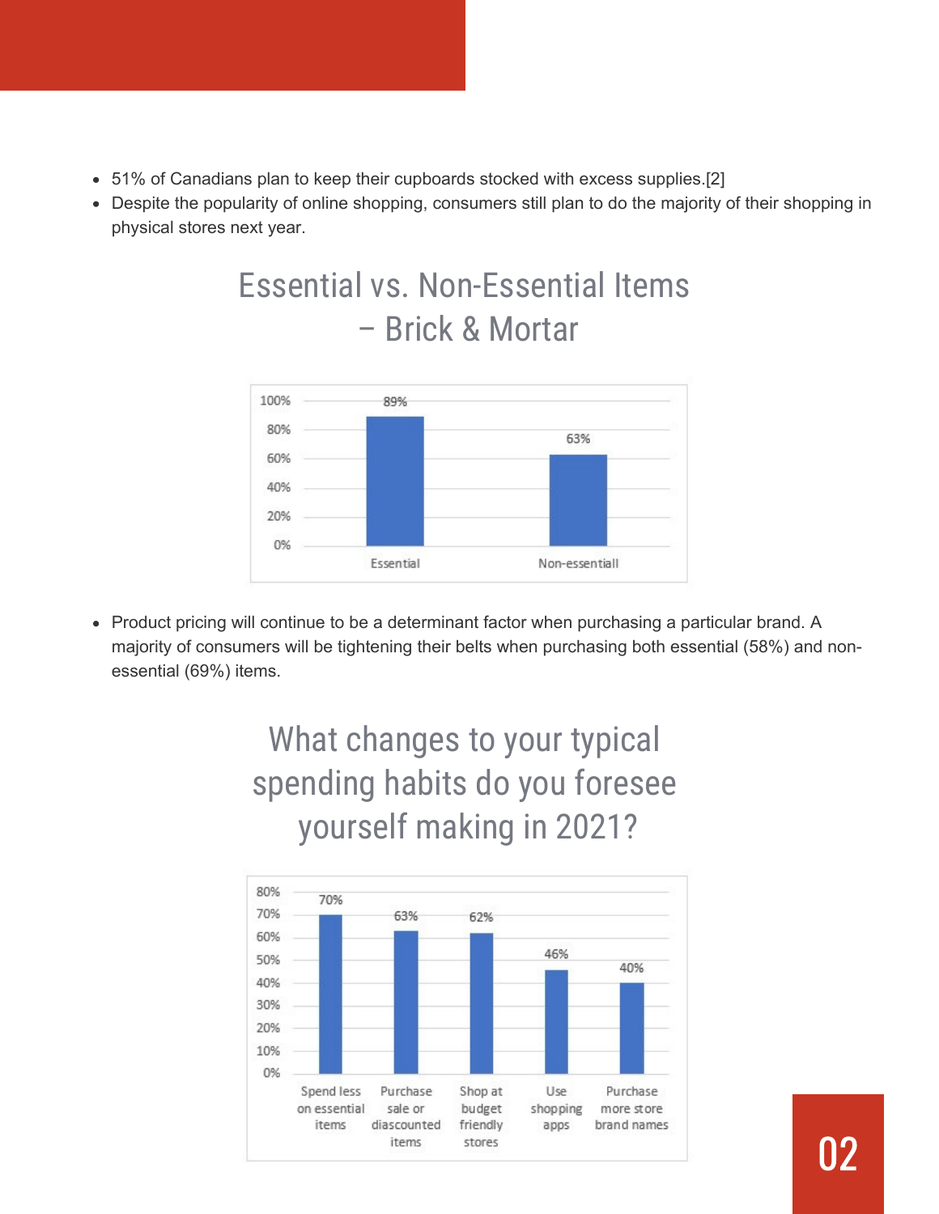- 51% of Canadians plan to keep their cupboards stocked with excess supplies.[2]
- Despite the popularity of online shopping, consumers still plan to do the majority of their shopping in physical stores next year.

## Essential vs. Non-Essential Items – Brick & Mortar

| Category | Percentage |
| --- | --- |
| Essential | 89% |
| Non-essentiall | 63% |

- Product pricing will continue to be a determinant factor when purchasing a particular brand. A majority of consumers will be tightening their belts when purchasing both essential (58%) and non-essential (69%) items.

## What changes to your typical spending habits do you foresee yourself making in 2021?

| Change | Percentage |
| --- | --- |
| Spend less on essential items | 70% |
| Purchase sale or diascounted items | 63% |
| Shop at budget friendly stores | 62% |
| Use shopping apps | 46% |
| Purchase more store brand names | 40% |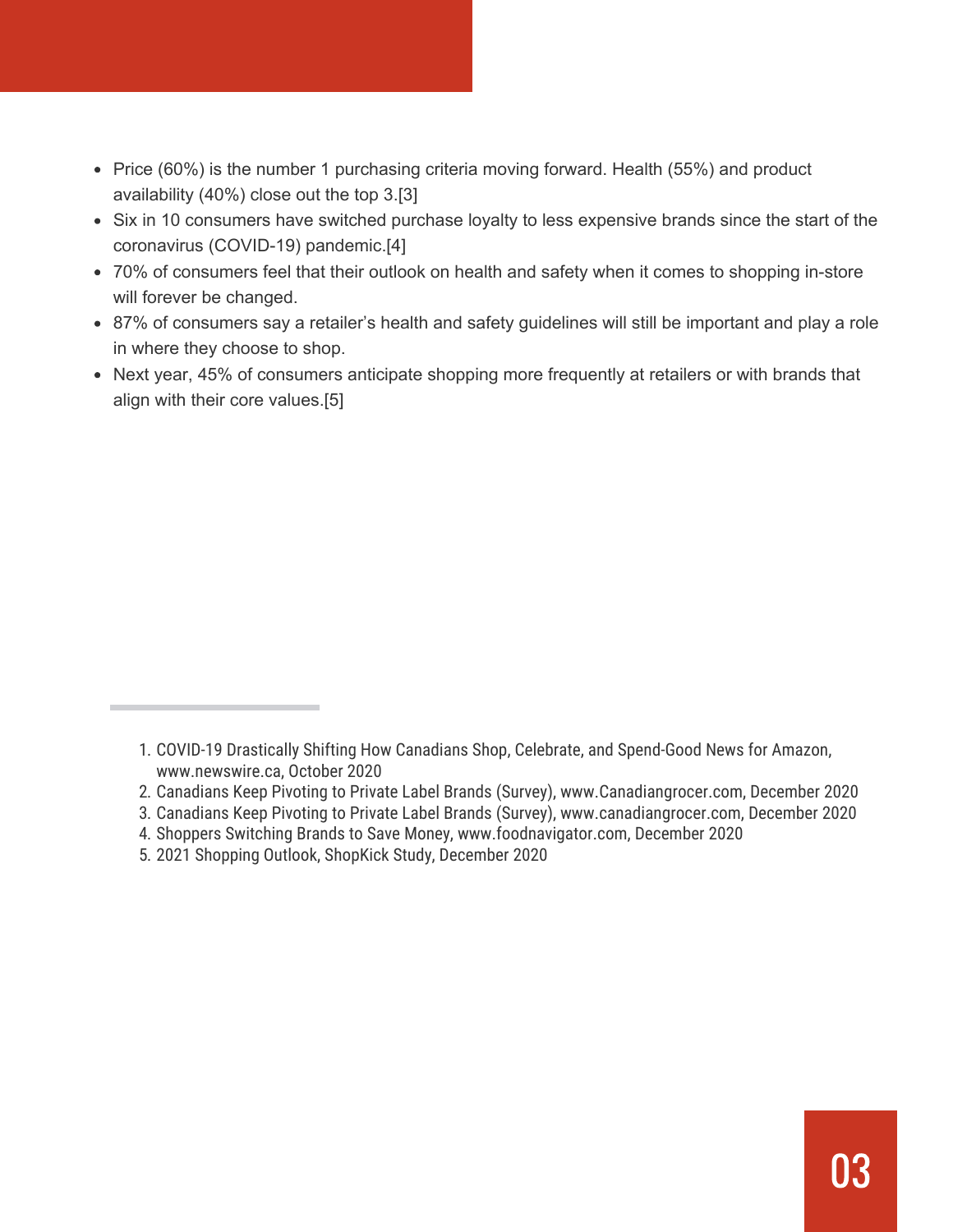- Price (60%) is the number 1 purchasing criteria moving forward. Health (55%) and product availability (40%) close out the top 3.[3]
- Six in 10 consumers have switched purchase loyalty to less expensive brands since the start of the coronavirus (COVID-19) pandemic.[4]
- 70% of consumers feel that their outlook on health and safety when it comes to shopping in-store will forever be changed.
- 87% of consumers say a retailer's health and safety guidelines will still be important and play a role in where they choose to shop.
- Next year, 45% of consumers anticipate shopping more frequently at retailers or with brands that align with their core values.[5]

---

1. COVID-19 Drastically Shifting How Canadians Shop, Celebrate, and Spend-Good News for Amazon, www.newswire.ca, October 2020
2. Canadians Keep Pivoting to Private Label Brands (Survey), www.Canadiangrocer.com, December 2020
3. Canadians Keep Pivoting to Private Label Brands (Survey), www.canadiangrocer.com, December 2020
4. Shoppers Switching Brands to Save Money, www.foodnavigator.com, December 2020
5. 2021 Shopping Outlook, ShopKick Study, December 2020